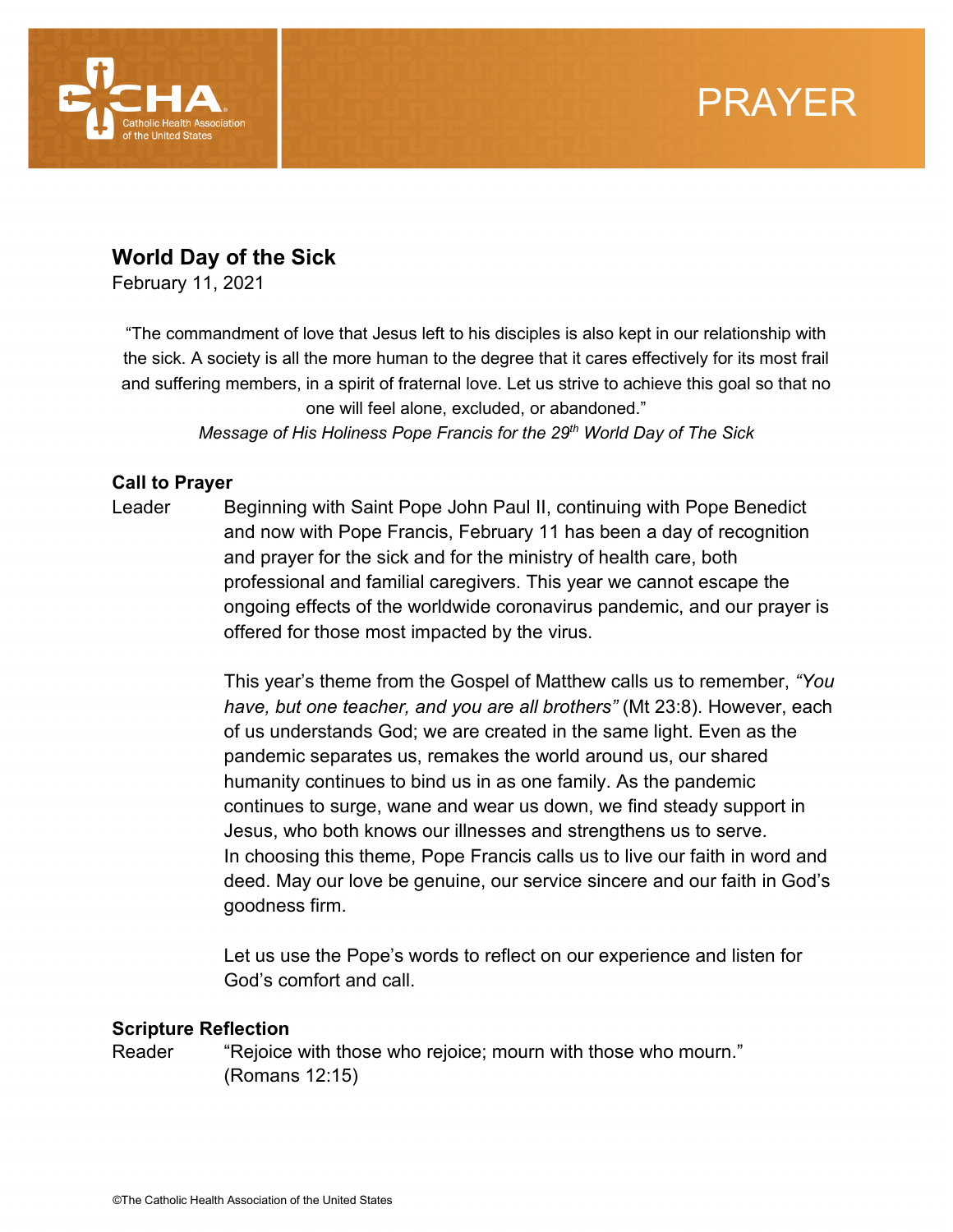CHA Catholic Health Association of the United States

PRAYER

## World Day of the Sick

February 11, 2021

"The commandment of love that Jesus left to his disciples is also kept in our relationship with the sick. A society is all the more human to the degree that it cares effectively for its most frail and suffering members, in a spirit of fraternal love. Let us strive to achieve this goal so that no one will feel alone, excluded, or abandoned."

*Message of His Holiness Pope Francis for the 29th World Day of The Sick*

### Call to Prayer

Leader: Beginning with Saint Pope John Paul II, continuing with Pope Benedict and now with Pope Francis, February 11 has been a day of recognition and prayer for the sick and for the ministry of health care, both professional and familial caregivers. This year we cannot escape the ongoing effects of the worldwide coronavirus pandemic, and our prayer is offered for those most impacted by the virus.

This year's theme from the Gospel of Matthew calls us to remember, *"You have, but one teacher, and you are all brothers"* (Mt 23:8). However, each of us understands God; we are created in the same light. Even as the pandemic separates us, remakes the world around us, our shared humanity continues to bind us in as one family. As the pandemic continues to surge, wane and wear us down, we find steady support in Jesus, who both knows our illnesses and strengthens us to serve. In choosing this theme, Pope Francis calls us to live our faith in word and deed. May our love be genuine, our service sincere and our faith in God's goodness firm.

Let us use the Pope's words to reflect on our experience and listen for God's comfort and call.

### Scripture Reflection

Reader: "Rejoice with those who rejoice; mourn with those who mourn." (Romans 12:15)

©The Catholic Health Association of the United States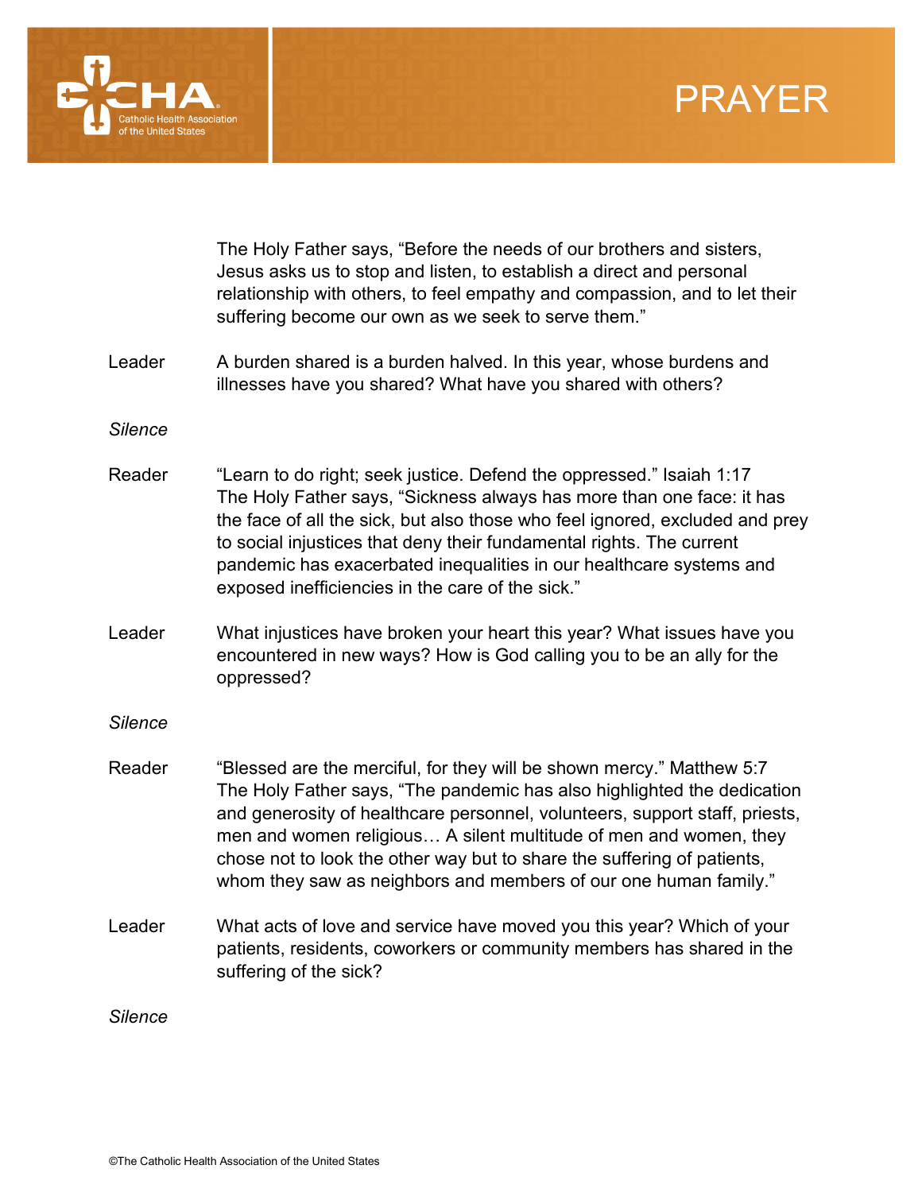The Holy Father says, "Before the needs of our brothers and sisters, Jesus asks us to stop and listen, to establish a direct and personal relationship with others, to feel empathy and compassion, and to let their suffering become our own as we seek to serve them."

Leader — A burden shared is a burden halved. In this year, whose burdens and illnesses have you shared? What have you shared with others?

*Silence*

Reader — "Learn to do right; seek justice. Defend the oppressed." Isaiah 1:17
The Holy Father says, "Sickness always has more than one face: it has the face of all the sick, but also those who feel ignored, excluded and prey to social injustices that deny their fundamental rights. The current pandemic has exacerbated inequalities in our healthcare systems and exposed inefficiencies in the care of the sick."

Leader — What injustices have broken your heart this year? What issues have you encountered in new ways? How is God calling you to be an ally for the oppressed?

*Silence*

Reader — "Blessed are the merciful, for they will be shown mercy." Matthew 5:7
The Holy Father says, "The pandemic has also highlighted the dedication and generosity of healthcare personnel, volunteers, support staff, priests, men and women religious… A silent multitude of men and women, they chose not to look the other way but to share the suffering of patients, whom they saw as neighbors and members of our one human family."

Leader — What acts of love and service have moved you this year? Which of your patients, residents, coworkers or community members has shared in the suffering of the sick?

*Silence*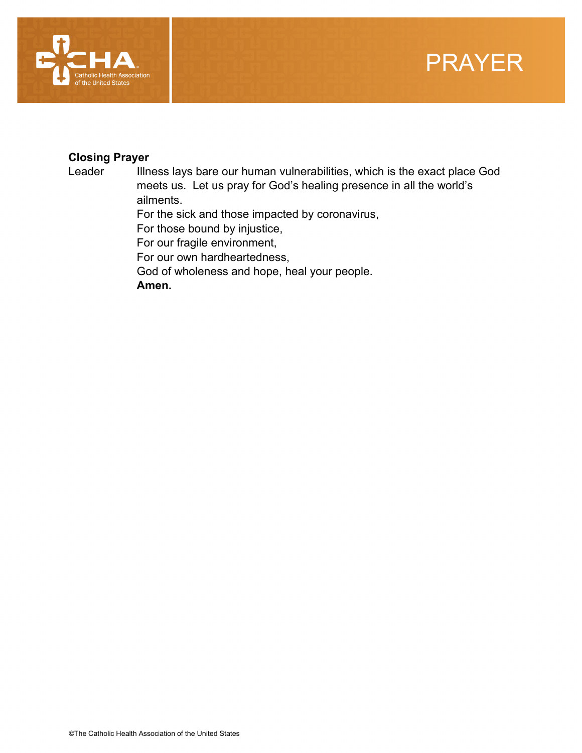# PRAYER

**Closing Prayer**

Leader Illness lays bare our human vulnerabilities, which is the exact place God meets us. Let us pray for God's healing presence in all the world's ailments.

For the sick and those impacted by coronavirus,
For those bound by injustice,
For our fragile environment,
For our own hardheartedness,
God of wholeness and hope, heal your people.
**Amen.**

©The Catholic Health Association of the United States